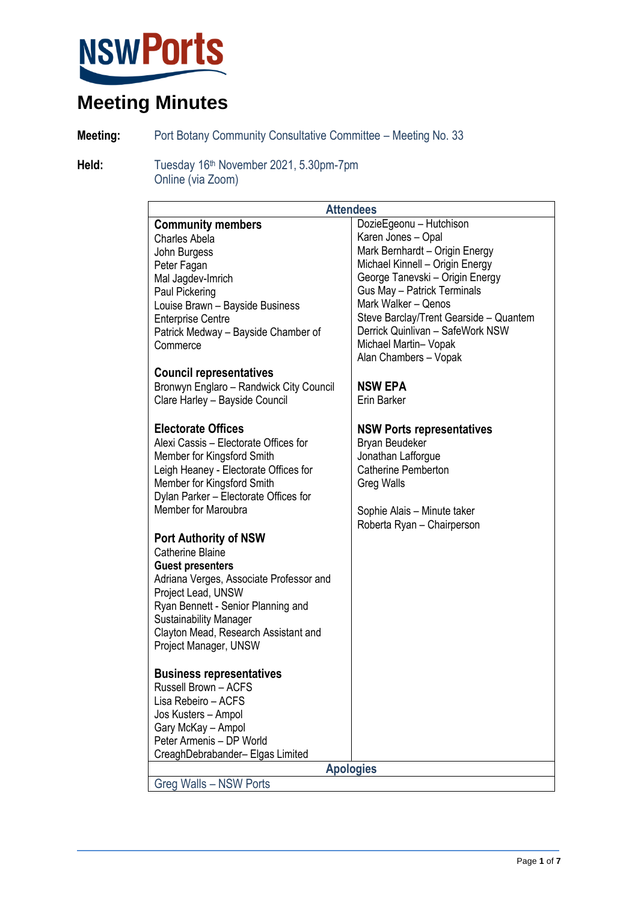NSWPorts

# Meeting Minutes

**Meeting:** Port Botany Community Consultative Committee – Meeting No. 33

**Held:** Tuesday 16th November 2021, 5.30pm-7pm
Online (via Zoom)

| Attendees | |
|---|---|
| **Community members**<br>Charles Abela<br>John Burgess<br>Peter Fagan<br>Mal Jagdev-Imrich<br>Paul Pickering<br>Louise Brawn – Bayside Business Enterprise Centre<br>Patrick Medway – Bayside Chamber of Commerce<br><br>**Council representatives**<br>Bronwyn Englaro – Randwick City Council<br>Clare Harley – Bayside Council<br><br>**Electorate Offices**<br>Alexi Cassis – Electorate Offices for Member for Kingsford Smith<br>Leigh Heaney - Electorate Offices for Member for Kingsford Smith<br>Dylan Parker – Electorate Offices for Member for Maroubra<br><br>**Port Authority of NSW**<br>Catherine Blaine<br>**Guest presenters**<br>Adriana Verges, Associate Professor and Project Lead, UNSW<br>Ryan Bennett - Senior Planning and Sustainability Manager<br>Clayton Mead, Research Assistant and Project Manager, UNSW<br><br>**Business representatives**<br>Russell Brown – ACFS<br>Lisa Rebeiro – ACFS<br>Jos Kusters – Ampol<br>Gary McKay – Ampol<br>Peter Armenis – DP World<br>CreaghDebrabander– Elgas Limited | DozieEgeonu – Hutchison<br>Karen Jones – Opal<br>Mark Bernhardt – Origin Energy<br>Michael Kinnell – Origin Energy<br>George Tanevski – Origin Energy<br>Gus May – Patrick Terminals<br>Mark Walker – Qenos<br>Steve Barclay/Trent Gearside – Quantem<br>Derrick Quinlivan – SafeWork NSW<br>Michael Martin– Vopak<br>Alan Chambers – Vopak<br><br>**NSW EPA**<br>Erin Barker<br><br>**NSW Ports representatives**<br>Bryan Beudeker<br>Jonathan Lafforgue<br>Catherine Pemberton<br>Greg Walls<br><br>Sophie Alais – Minute taker<br>Roberta Ryan – Chairperson |
| **Apologies** | |
| Greg Walls – NSW Ports | |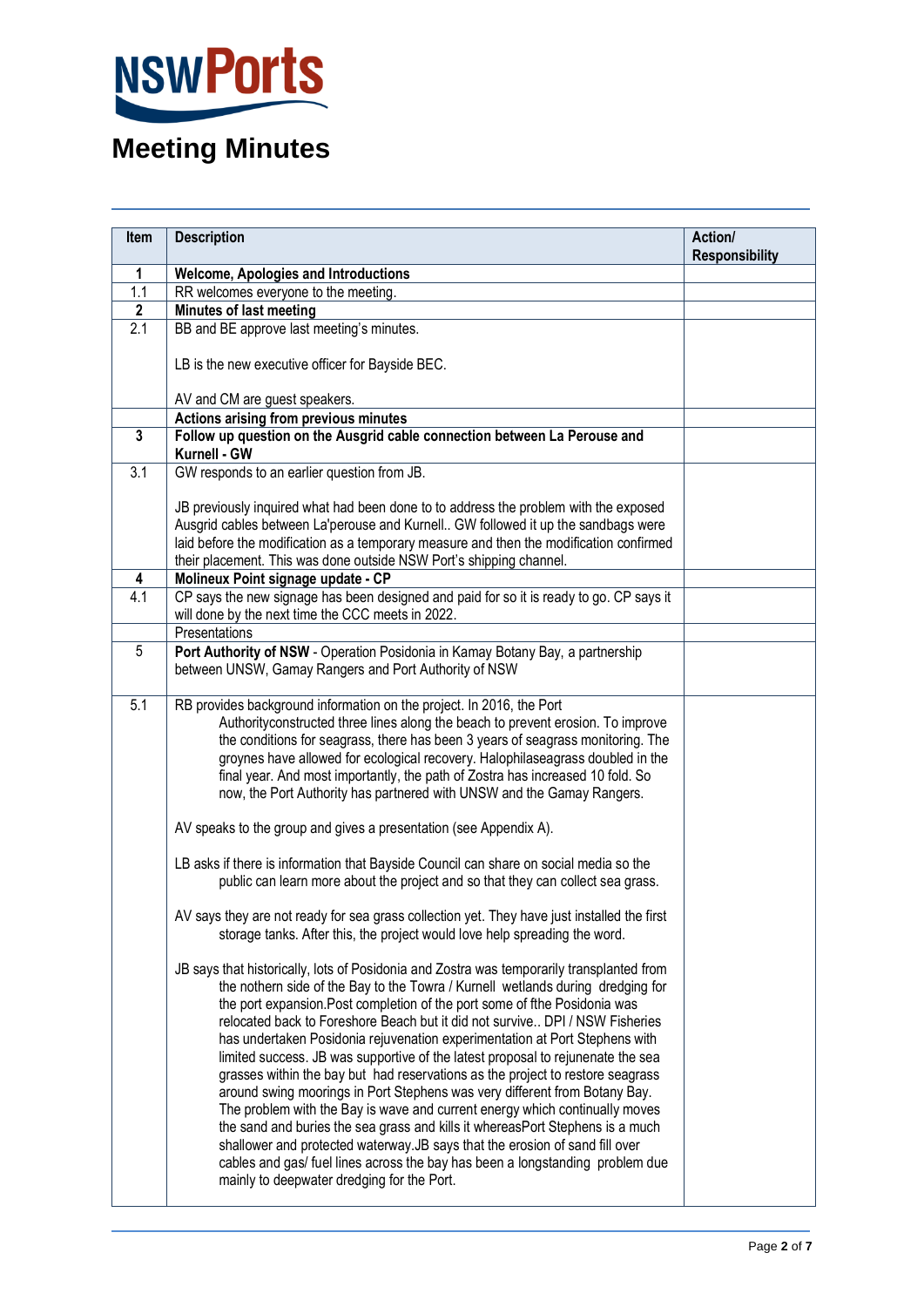# Meeting Minutes

| Item | Description | Action/ Responsibility |
|---|---|---|
| **1** | **Welcome, Apologies and Introductions** | |
| 1.1 | RR welcomes everyone to the meeting. | |
| **2** | **Minutes of last meeting** | |
| 2.1 | BB and BE approve last meeting's minutes.<br><br>LB is the new executive officer for Bayside BEC.<br><br>AV and CM are guest speakers. | |
| | **Actions arising from previous minutes** | |
| **3** | **Follow up question on the Ausgrid cable connection between La Perouse and Kurnell - GW** | |
| 3.1 | GW responds to an earlier question from JB.<br><br>JB previously inquired what had been done to to address the problem with the exposed Ausgrid cables between La'perouse and Kurnell.. GW followed it up the sandbags were laid before the modification as a temporary measure and then the modification confirmed their placement. This was done outside NSW Port's shipping channel. | |
| **4** | **Molineux Point signage update - CP** | |
| 4.1 | CP says the new signage has been designed and paid for so it is ready to go. CP says it will done by the next time the CCC meets in 2022. | |
| | Presentations | |
| 5 | **Port Authority of NSW** - Operation Posidonia in Kamay Botany Bay, a partnership between UNSW, Gamay Rangers and Port Authority of NSW | |
| 5.1 | RB provides background information on the project. In 2016, the Port Authorityconstructed three lines along the beach to prevent erosion. To improve the conditions for seagrass, there has been 3 years of seagrass monitoring. The groynes have allowed for ecological recovery. Halophilaseagrass doubled in the final year. And most importantly, the path of Zostra has increased 10 fold. So now, the Port Authority has partnered with UNSW and the Gamay Rangers.<br><br>AV speaks to the group and gives a presentation (see Appendix A).<br><br>LB asks if there is information that Bayside Council can share on social media so the public can learn more about the project and so that they can collect sea grass.<br><br>AV says they are not ready for sea grass collection yet. They have just installed the first storage tanks. After this, the project would love help spreading the word.<br><br>JB says that historically, lots of Posidonia and Zostra was temporarily transplanted from the nothern side of the Bay to the Towra / Kurnell wetlands during dredging for the port expansion.Post completion of the port some of fthe Posidonia was relocated back to Foreshore Beach but it did not survive.. DPI / NSW Fisheries has undertaken Posidonia rejuvenation experimentation at Port Stephens with limited success. JB was supportive of the latest proposal to rejunenate the sea grasses within the bay but had reservations as the project to restore seagrass around swing moorings in Port Stephens was very different from Botany Bay. The problem with the Bay is wave and current energy which continually moves the sand and buries the sea grass and kills it whereasPort Stephens is a much shallower and protected waterway.JB says that the erosion of sand fill over cables and gas/ fuel lines across the bay has been a longstanding problem due mainly to deepwater dredging for the Port. | |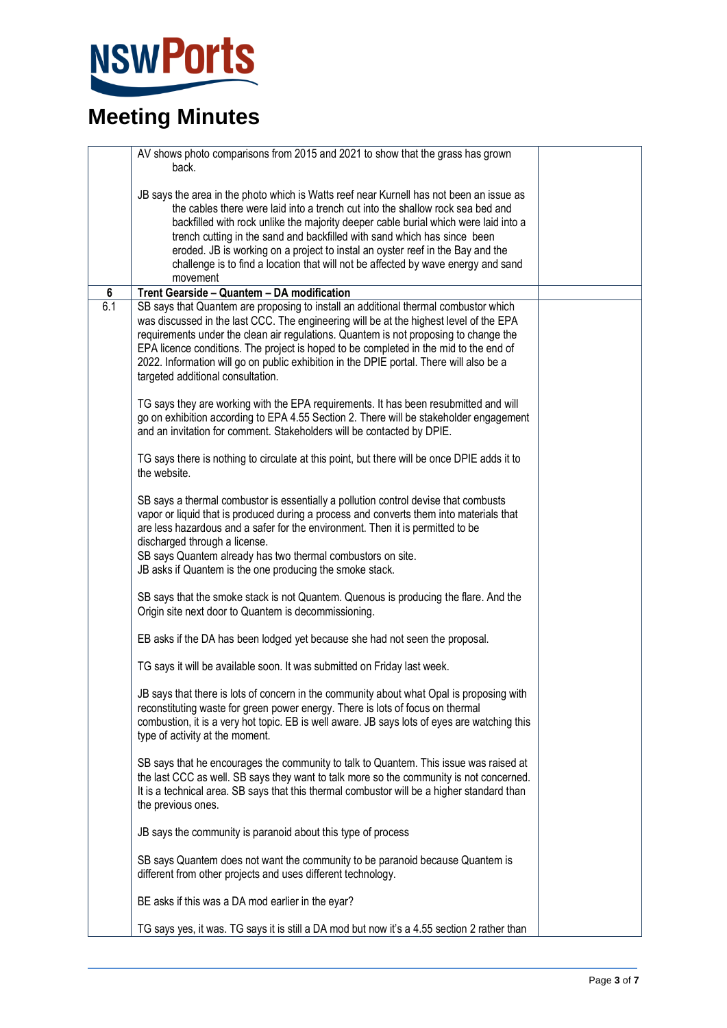# Meeting Minutes

| | | |
|---|---|---|
| | AV shows photo comparisons from 2015 and 2021 to show that the grass has grown back.<br><br>JB says the area in the photo which is Watts reef near Kurnell has not been an issue as the cables there were laid into a trench cut into the shallow rock sea bed and backfilled with rock unlike the majority deeper cable burial which were laid into a trench cutting in the sand and backfilled with sand which has since been eroded. JB is working on a project to instal an oyster reef in the Bay and the challenge is to find a location that will not be affected by wave energy and sand movement | |
| **6** | **Trent Gearside – Quantem – DA modification** | |
| 6.1 | SB says that Quantem are proposing to install an additional thermal combustor which was discussed in the last CCC. The engineering will be at the highest level of the EPA requirements under the clean air regulations. Quantem is not proposing to change the EPA licence conditions. The project is hoped to be completed in the mid to the end of 2022. Information will go on public exhibition in the DPIE portal. There will also be a targeted additional consultation.<br><br>TG says they are working with the EPA requirements. It has been resubmitted and will go on exhibition according to EPA 4.55 Section 2. There will be stakeholder engagement and an invitation for comment. Stakeholders will be contacted by DPIE.<br><br>TG says there is nothing to circulate at this point, but there will be once DPIE adds it to the website.<br><br>SB says a thermal combustor is essentially a pollution control devise that combusts vapor or liquid that is produced during a process and converts them into materials that are less hazardous and a safer for the environment. Then it is permitted to be discharged through a license.<br>SB says Quantem already has two thermal combustors on site.<br>JB asks if Quantem is the one producing the smoke stack.<br><br>SB says that the smoke stack is not Quantem. Quenous is producing the flare. And the Origin site next door to Quantem is decommissioning.<br><br>EB asks if the DA has been lodged yet because she had not seen the proposal.<br><br>TG says it will be available soon. It was submitted on Friday last week.<br><br>JB says that there is lots of concern in the community about what Opal is proposing with reconstituting waste for green power energy. There is lots of focus on thermal combustion, it is a very hot topic. EB is well aware. JB says lots of eyes are watching this type of activity at the moment.<br><br>SB says that he encourages the community to talk to Quantem. This issue was raised at the last CCC as well. SB says they want to talk more so the community is not concerned. It is a technical area. SB says that this thermal combustor will be a higher standard than the previous ones.<br><br>JB says the community is paranoid about this type of process<br><br>SB says Quantem does not want the community to be paranoid because Quantem is different from other projects and uses different technology.<br><br>BE asks if this was a DA mod earlier in the eyar?<br><br>TG says yes, it was. TG says it is still a DA mod but now it's a 4.55 section 2 rather than | |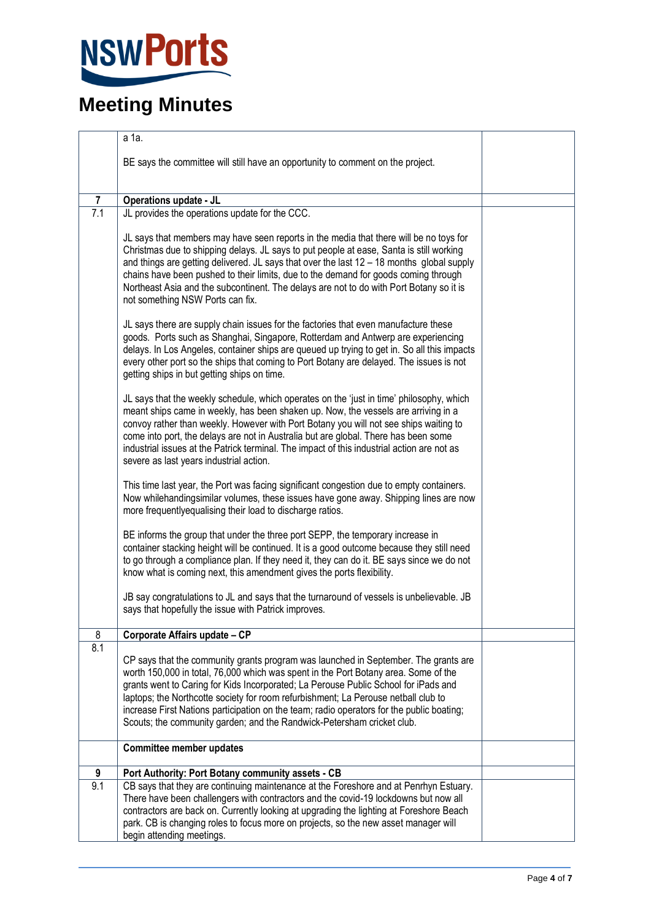# Meeting Minutes

| | | |
|---|---|---|
| | a 1a.<br><br>BE says the committee will still have an opportunity to comment on the project. | |
| **7** | **Operations update - JL** | |
| 7.1 | JL provides the operations update for the CCC.<br><br>JL says that members may have seen reports in the media that there will be no toys for Christmas due to shipping delays. JL says to put people at ease, Santa is still working and things are getting delivered. JL says that over the last 12 – 18 months global supply chains have been pushed to their limits, due to the demand for goods coming through Northeast Asia and the subcontinent. The delays are not to do with Port Botany so it is not something NSW Ports can fix.<br><br>JL says there are supply chain issues for the factories that even manufacture these goods. Ports such as Shanghai, Singapore, Rotterdam and Antwerp are experiencing delays. In Los Angeles, container ships are queued up trying to get in. So all this impacts every other port so the ships that coming to Port Botany are delayed. The issues is not getting ships in but getting ships on time.<br><br>JL says that the weekly schedule, which operates on the 'just in time' philosophy, which meant ships came in weekly, has been shaken up. Now, the vessels are arriving in a convoy rather than weekly. However with Port Botany you will not see ships waiting to come into port, the delays are not in Australia but are global. There has been some industrial issues at the Patrick terminal. The impact of this industrial action are not as severe as last years industrial action.<br><br>This time last year, the Port was facing significant congestion due to empty containers. Now whilehandingsimilar volumes, these issues have gone away. Shipping lines are now more frequentlyequalising their load to discharge ratios.<br><br>BE informs the group that under the three port SEPP, the temporary increase in container stacking height will be continued. It is a good outcome because they still need to go through a compliance plan. If they need it, they can do it. BE says since we do not know what is coming next, this amendment gives the ports flexibility.<br><br>JB say congratulations to JL and says that the turnaround of vessels is unbelievable. JB says that hopefully the issue with Patrick improves. | |
| 8 | **Corporate Affairs update – CP** | |
| 8.1 | CP says that the community grants program was launched in September. The grants are worth 150,000 in total, 76,000 which was spent in the Port Botany area. Some of the grants went to Caring for Kids Incorporated; La Perouse Public School for iPads and laptops; the Northcotte society for room refurbishment; La Perouse netball club to increase First Nations participation on the team; radio operators for the public boating; Scouts; the community garden; and the Randwick-Petersham cricket club. | |
| | **Committee member updates** | |
| **9** | **Port Authority: Port Botany community assets - CB** | |
| 9.1 | CB says that they are continuing maintenance at the Foreshore and at Penrhyn Estuary. There have been challengers with contractors and the covid-19 lockdowns but now all contractors are back on. Currently looking at upgrading the lighting at Foreshore Beach park. CB is changing roles to focus more on projects, so the new asset manager will begin attending meetings. | |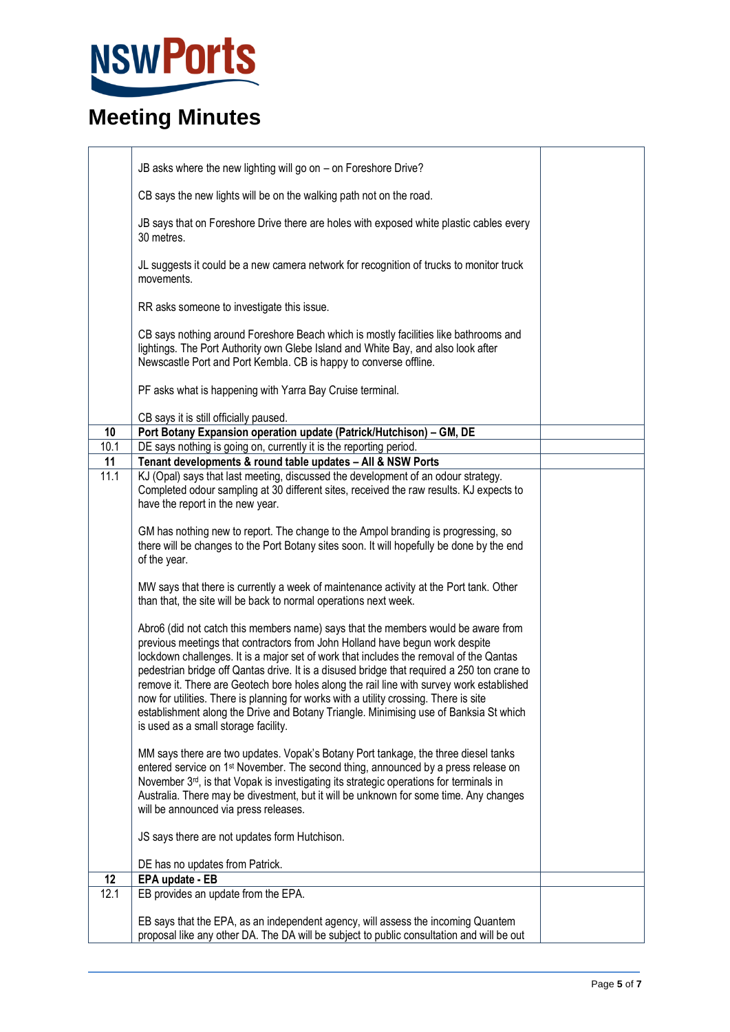# Meeting Minutes

| | | |
|---|---|---|
| | JB asks where the new lighting will go on – on Foreshore Drive?<br><br>CB says the new lights will be on the walking path not on the road.<br><br>JB says that on Foreshore Drive there are holes with exposed white plastic cables every 30 metres.<br><br>JL suggests it could be a new camera network for recognition of trucks to monitor truck movements.<br><br>RR asks someone to investigate this issue.<br><br>CB says nothing around Foreshore Beach which is mostly facilities like bathrooms and lightings. The Port Authority own Glebe Island and White Bay, and also look after Newscastle Port and Port Kembla. CB is happy to converse offline.<br><br>PF asks what is happening with Yarra Bay Cruise terminal.<br><br>CB says it is still officially paused. | |
| **10** | **Port Botany Expansion operation update (Patrick/Hutchison) – GM, DE** | |
| 10.1 | DE says nothing is going on, currently it is the reporting period. | |
| **11** | **Tenant developments & round table updates – All & NSW Ports** | |
| 11.1 | KJ (Opal) says that last meeting, discussed the development of an odour strategy. Completed odour sampling at 30 different sites, received the raw results. KJ expects to have the report in the new year.<br><br>GM has nothing new to report. The change to the Ampol branding is progressing, so there will be changes to the Port Botany sites soon. It will hopefully be done by the end of the year.<br><br>MW says that there is currently a week of maintenance activity at the Port tank. Other than that, the site will be back to normal operations next week.<br><br>Abro6 (did not catch this members name) says that the members would be aware from previous meetings that contractors from John Holland have begun work despite lockdown challenges. It is a major set of work that includes the removal of the Qantas pedestrian bridge off Qantas drive. It is a disused bridge that required a 250 ton crane to remove it. There are Geotech bore holes along the rail line with survey work established now for utilities. There is planning for works with a utility crossing. There is site establishment along the Drive and Botany Triangle. Minimising use of Banksia St which is used as a small storage facility.<br><br>MM says there are two updates. Vopak's Botany Port tankage, the three diesel tanks entered service on 1st November. The second thing, announced by a press release on November 3rd, is that Vopak is investigating its strategic operations for terminals in Australia. There may be divestment, but it will be unknown for some time. Any changes will be announced via press releases.<br><br>JS says there are not updates form Hutchison.<br><br>DE has no updates from Patrick. | |
| **12** | **EPA update - EB** | |
| 12.1 | EB provides an update from the EPA.<br><br>EB says that the EPA, as an independent agency, will assess the incoming Quantem proposal like any other DA. The DA will be subject to public consultation and will be out | |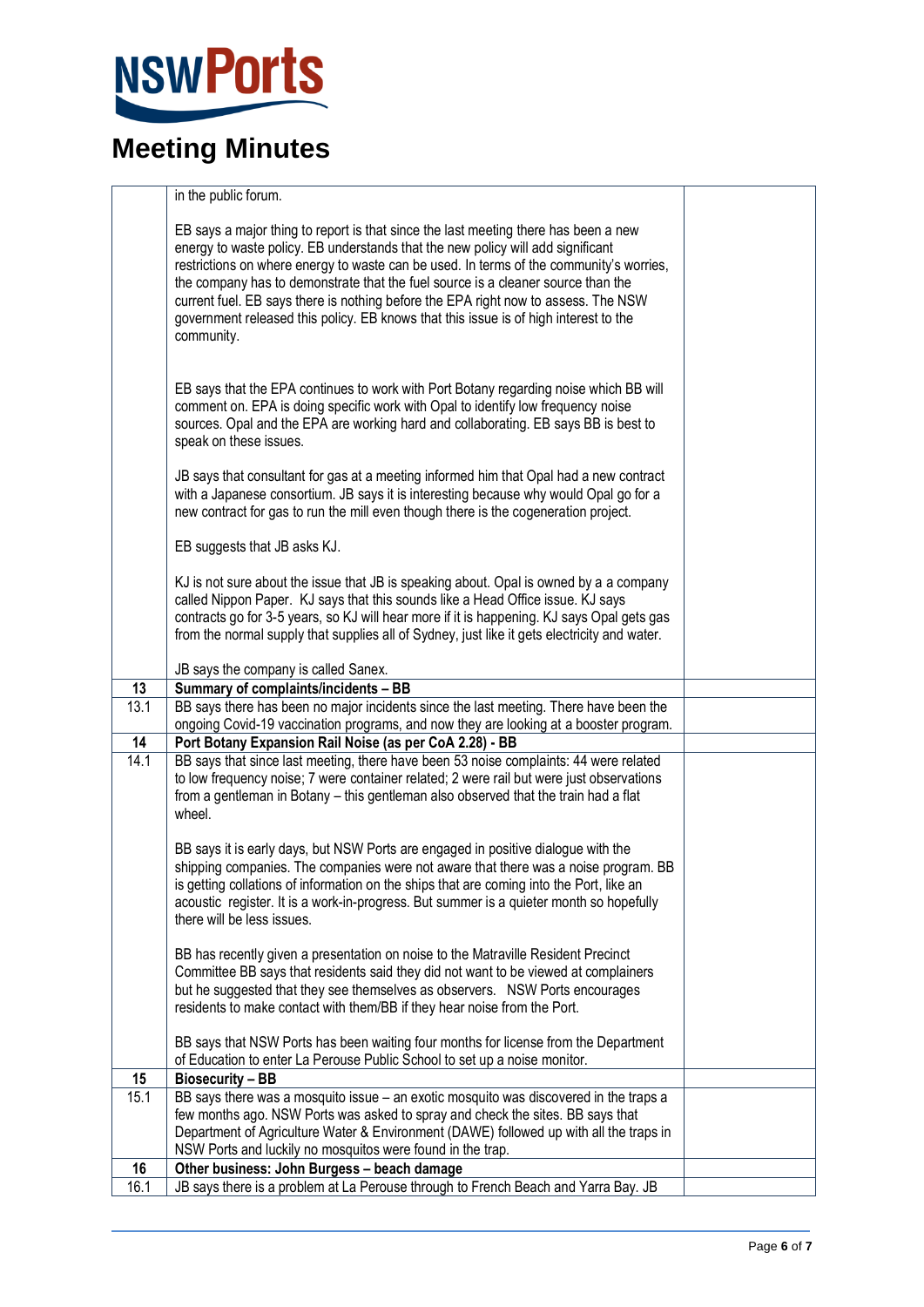# Meeting Minutes

| | | |
|---|---|---|
| | in the public forum.<br><br>EB says a major thing to report is that since the last meeting there has been a new energy to waste policy. EB understands that the new policy will add significant restrictions on where energy to waste can be used. In terms of the community's worries, the company has to demonstrate that the fuel source is a cleaner source than the current fuel. EB says there is nothing before the EPA right now to assess. The NSW government released this policy. EB knows that this issue is of high interest to the community.<br><br>EB says that the EPA continues to work with Port Botany regarding noise which BB will comment on. EPA is doing specific work with Opal to identify low frequency noise sources. Opal and the EPA are working hard and collaborating. EB says BB is best to speak on these issues.<br><br>JB says that consultant for gas at a meeting informed him that Opal had a new contract with a Japanese consortium. JB says it is interesting because why would Opal go for a new contract for gas to run the mill even though there is the cogeneration project.<br><br>EB suggests that JB asks KJ.<br><br>KJ is not sure about the issue that JB is speaking about. Opal is owned by a a company called Nippon Paper. KJ says that this sounds like a Head Office issue. KJ says contracts go for 3-5 years, so KJ will hear more if it is happening. KJ says Opal gets gas from the normal supply that supplies all of Sydney, just like it gets electricity and water.<br><br>JB says the company is called Sanex. | |
| **13** | **Summary of complaints/incidents – BB** | |
| 13.1 | BB says there has been no major incidents since the last meeting. There have been the ongoing Covid-19 vaccination programs, and now they are looking at a booster program. | |
| **14** | **Port Botany Expansion Rail Noise (as per CoA 2.28) - BB** | |
| 14.1 | BB says that since last meeting, there have been 53 noise complaints: 44 were related to low frequency noise; 7 were container related; 2 were rail but were just observations from a gentleman in Botany – this gentleman also observed that the train had a flat wheel.<br><br>BB says it is early days, but NSW Ports are engaged in positive dialogue with the shipping companies. The companies were not aware that there was a noise program. BB is getting collations of information on the ships that are coming into the Port, like an acoustic register. It is a work-in-progress. But summer is a quieter month so hopefully there will be less issues.<br><br>BB has recently given a presentation on noise to the Matraville Resident Precinct Committee BB says that residents said they did not want to be viewed at complainers but he suggested that they see themselves as observers. NSW Ports encourages residents to make contact with them/BB if they hear noise from the Port.<br><br>BB says that NSW Ports has been waiting four months for license from the Department of Education to enter La Perouse Public School to set up a noise monitor. | |
| **15** | **Biosecurity – BB** | |
| 15.1 | BB says there was a mosquito issue – an exotic mosquito was discovered in the traps a few months ago. NSW Ports was asked to spray and check the sites. BB says that Department of Agriculture Water & Environment (DAWE) followed up with all the traps in NSW Ports and luckily no mosquitos were found in the trap. | |
| **16** | **Other business: John Burgess – beach damage** | |
| 16.1 | JB says there is a problem at La Perouse through to French Beach and Yarra Bay. JB | |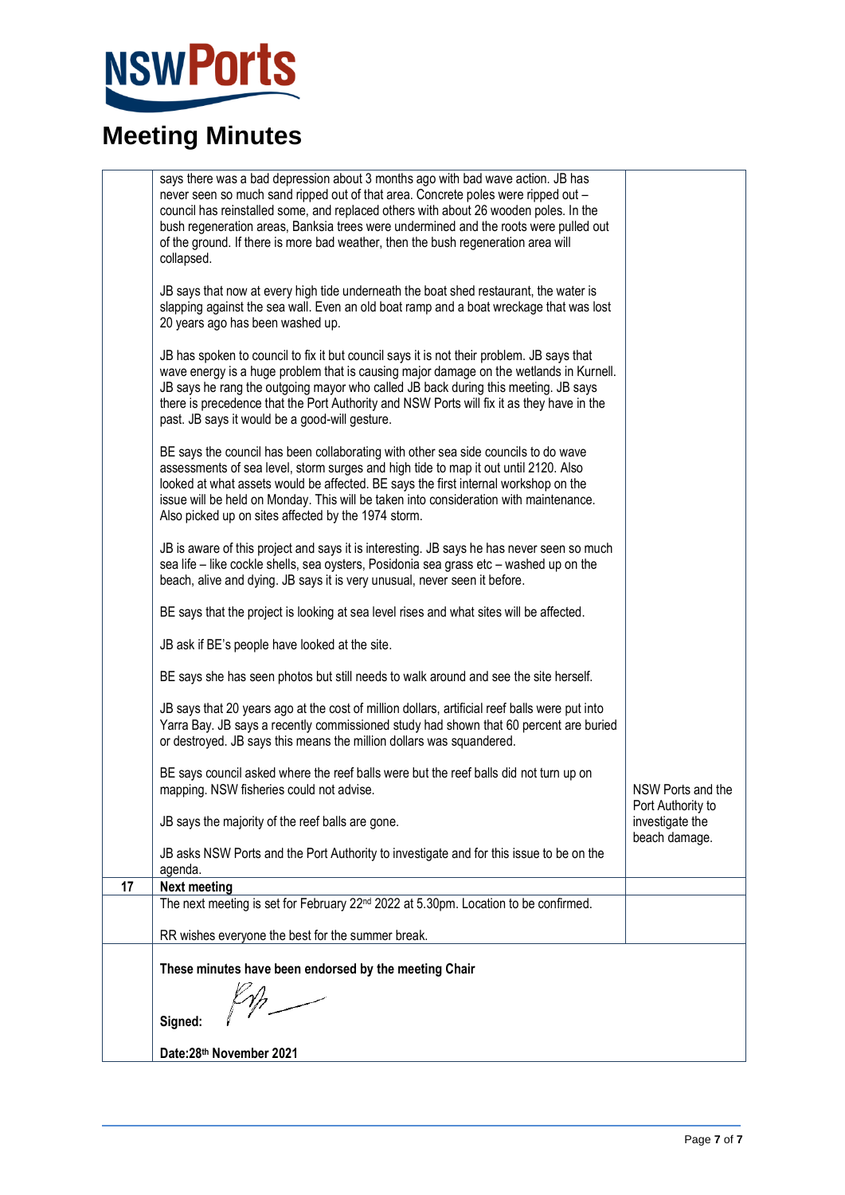# Meeting Minutes

| | | |
|---|---|---|
| | says there was a bad depression about 3 months ago with bad wave action. JB has never seen so much sand ripped out of that area. Concrete poles were ripped out – council has reinstalled some, and replaced others with about 26 wooden poles. In the bush regeneration areas, Banksia trees were undermined and the roots were pulled out of the ground. If there is more bad weather, then the bush regeneration area will collapsed.<br><br>JB says that now at every high tide underneath the boat shed restaurant, the water is slapping against the sea wall. Even an old boat ramp and a boat wreckage that was lost 20 years ago has been washed up.<br><br>JB has spoken to council to fix it but council says it is not their problem. JB says that wave energy is a huge problem that is causing major damage on the wetlands in Kurnell. JB says he rang the outgoing mayor who called JB back during this meeting. JB says there is precedence that the Port Authority and NSW Ports will fix it as they have in the past. JB says it would be a good-will gesture.<br><br>BE says the council has been collaborating with other sea side councils to do wave assessments of sea level, storm surges and high tide to map it out until 2120. Also looked at what assets would be affected. BE says the first internal workshop on the issue will be held on Monday. This will be taken into consideration with maintenance. Also picked up on sites affected by the 1974 storm.<br><br>JB is aware of this project and says it is interesting. JB says he has never seen so much sea life – like cockle shells, sea oysters, Posidonia sea grass etc – washed up on the beach, alive and dying. JB says it is very unusual, never seen it before.<br><br>BE says that the project is looking at sea level rises and what sites will be affected.<br><br>JB ask if BE's people have looked at the site.<br><br>BE says she has seen photos but still needs to walk around and see the site herself.<br><br>JB says that 20 years ago at the cost of million dollars, artificial reef balls were put into Yarra Bay. JB says a recently commissioned study had shown that 60 percent are buried or destroyed. JB says this means the million dollars was squandered.<br><br>BE says council asked where the reef balls were but the reef balls did not turn up on mapping. NSW fisheries could not advise.<br><br>JB says the majority of the reef balls are gone.<br><br>JB asks NSW Ports and the Port Authority to investigate and for this issue to be on the agenda. | NSW Ports and the Port Authority to investigate the beach damage. |
| 17 | **Next meeting** | |
| | The next meeting is set for February 22nd 2022 at 5.30pm. Location to be confirmed.<br><br>RR wishes everyone the best for the summer break. | |
| | **These minutes have been endorsed by the meeting Chair**<br><br>**Signed:**<br><br>**Date:28th November 2021** | |